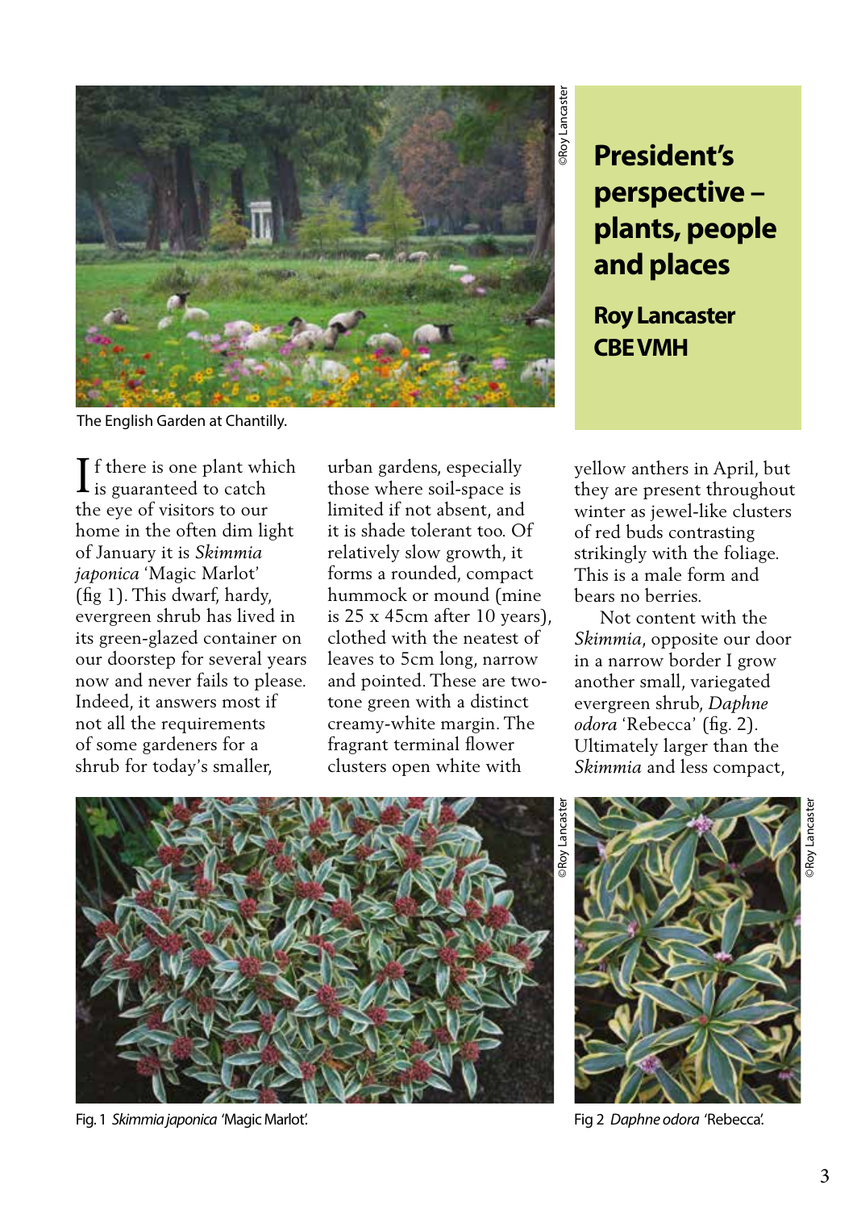# President's perspective – plants, people and places

**Roy Lancaster CBE VMH**

The English Garden at Chantilly.

If there is one plant which is guaranteed to catch the eye of visitors to our home in the often dim light of January it is *Skimmia japonica* 'Magic Marlot' (fig 1). This dwarf, hardy, evergreen shrub has lived in its green-glazed container on our doorstep for several years now and never fails to please. Indeed, it answers most if not all the requirements of some gardeners for a shrub for today's smaller, urban gardens, especially those where soil-space is limited if not absent, and it is shade tolerant too. Of relatively slow growth, it forms a rounded, compact hummock or mound (mine is 25 x 45cm after 10 years), clothed with the neatest of leaves to 5cm long, narrow and pointed. These are two-tone green with a distinct creamy-white margin. The fragrant terminal flower clusters open white with yellow anthers in April, but they are present throughout winter as jewel-like clusters of red buds contrasting strikingly with the foliage. This is a male form and bears no berries.

Not content with the *Skimmia*, opposite our door in a narrow border I grow another small, variegated evergreen shrub, *Daphne odora* 'Rebecca' (fig. 2). Ultimately larger than the *Skimmia* and less compact,

Fig. 1 *Skimmia japonica* 'Magic Marlot'.

Fig 2 *Daphne odora* 'Rebecca'.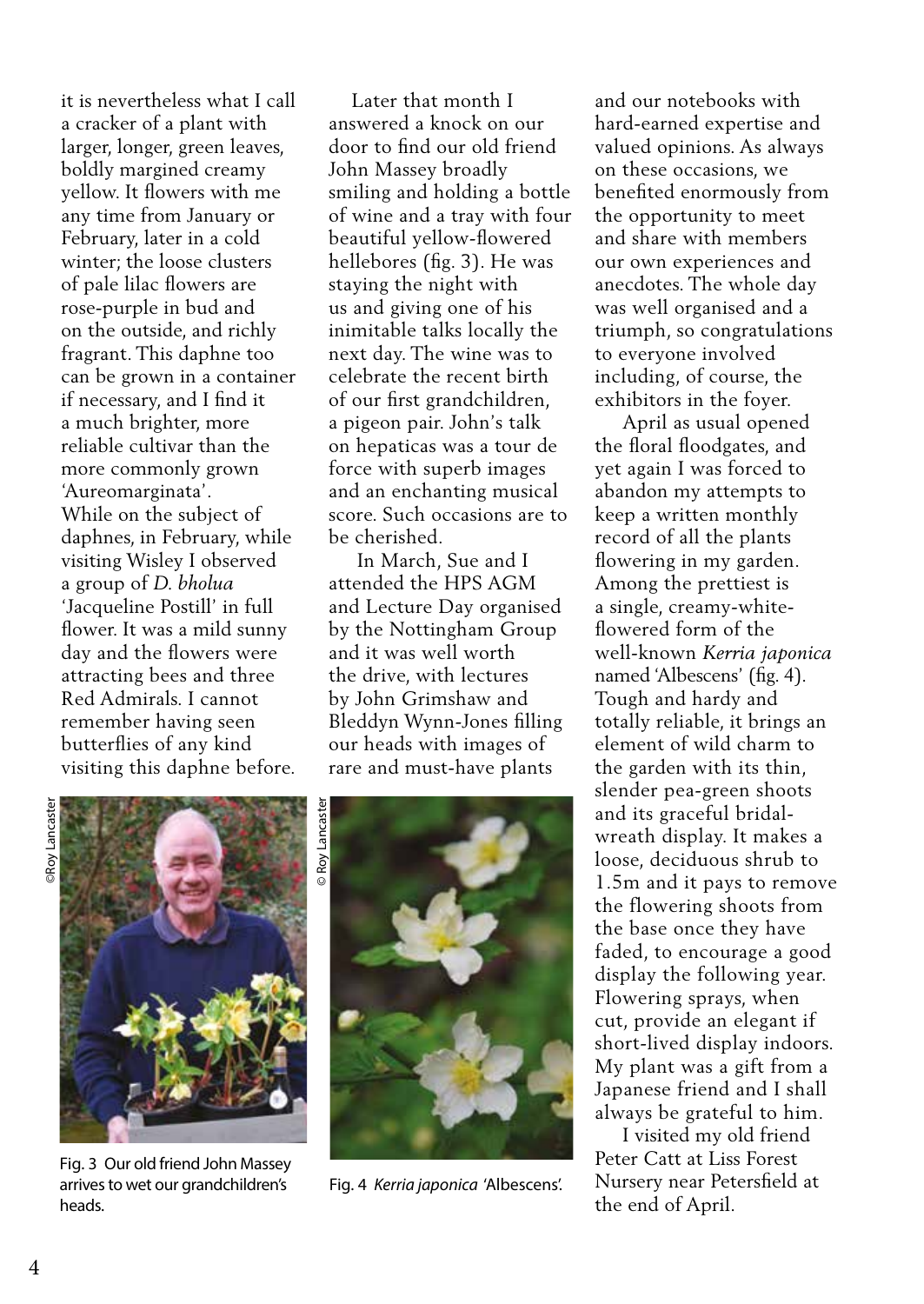it is nevertheless what I call a cracker of a plant with larger, longer, green leaves, boldly margined creamy yellow. It flowers with me any time from January or February, later in a cold winter; the loose clusters of pale lilac flowers are rose-purple in bud and on the outside, and richly fragrant. This daphne too can be grown in a container if necessary, and I find it a much brighter, more reliable cultivar than the more commonly grown 'Aureomarginata'.
While on the subject of daphnes, in February, while visiting Wisley I observed a group of *D. bholua* 'Jacqueline Postill' in full flower. It was a mild sunny day and the flowers were attracting bees and three Red Admirals. I cannot remember having seen butterflies of any kind visiting this daphne before.

Later that month I answered a knock on our door to find our old friend John Massey broadly smiling and holding a bottle of wine and a tray with four beautiful yellow-flowered hellebores (fig. 3). He was staying the night with us and giving one of his inimitable talks locally the next day. The wine was to celebrate the recent birth of our first grandchildren, a pigeon pair. John's talk on hepaticas was a tour de force with superb images and an enchanting musical score. Such occasions are to be cherished.

In March, Sue and I attended the HPS AGM and Lecture Day organised by the Nottingham Group and it was well worth the drive, with lectures by John Grimshaw and Bleddyn Wynn-Jones filling our heads with images of rare and must-have plants and our notebooks with hard-earned expertise and valued opinions. As always on these occasions, we benefited enormously from the opportunity to meet and share with members our own experiences and anecdotes. The whole day was well organised and a triumph, so congratulations to everyone involved including, of course, the exhibitors in the foyer.

April as usual opened the floral floodgates, and yet again I was forced to abandon my attempts to keep a written monthly record of all the plants flowering in my garden. Among the prettiest is a single, creamy-white-flowered form of the well-known *Kerria japonica* named 'Albescens' (fig. 4). Tough and hardy and totally reliable, it brings an element of wild charm to the garden with its thin, slender pea-green shoots and its graceful bridal-wreath display. It makes a loose, deciduous shrub to 1.5m and it pays to remove the flowering shoots from the base once they have faded, to encourage a good display the following year. Flowering sprays, when cut, provide an elegant if short-lived display indoors. My plant was a gift from a Japanese friend and I shall always be grateful to him.

I visited my old friend Peter Catt at Liss Forest Nursery near Petersfield at the end of April.

©Roy Lancaster

Fig. 3 Our old friend John Massey arrives to wet our grandchildren's heads.

© Roy Lancaster

Fig. 4 *Kerria japonica* 'Albescens'.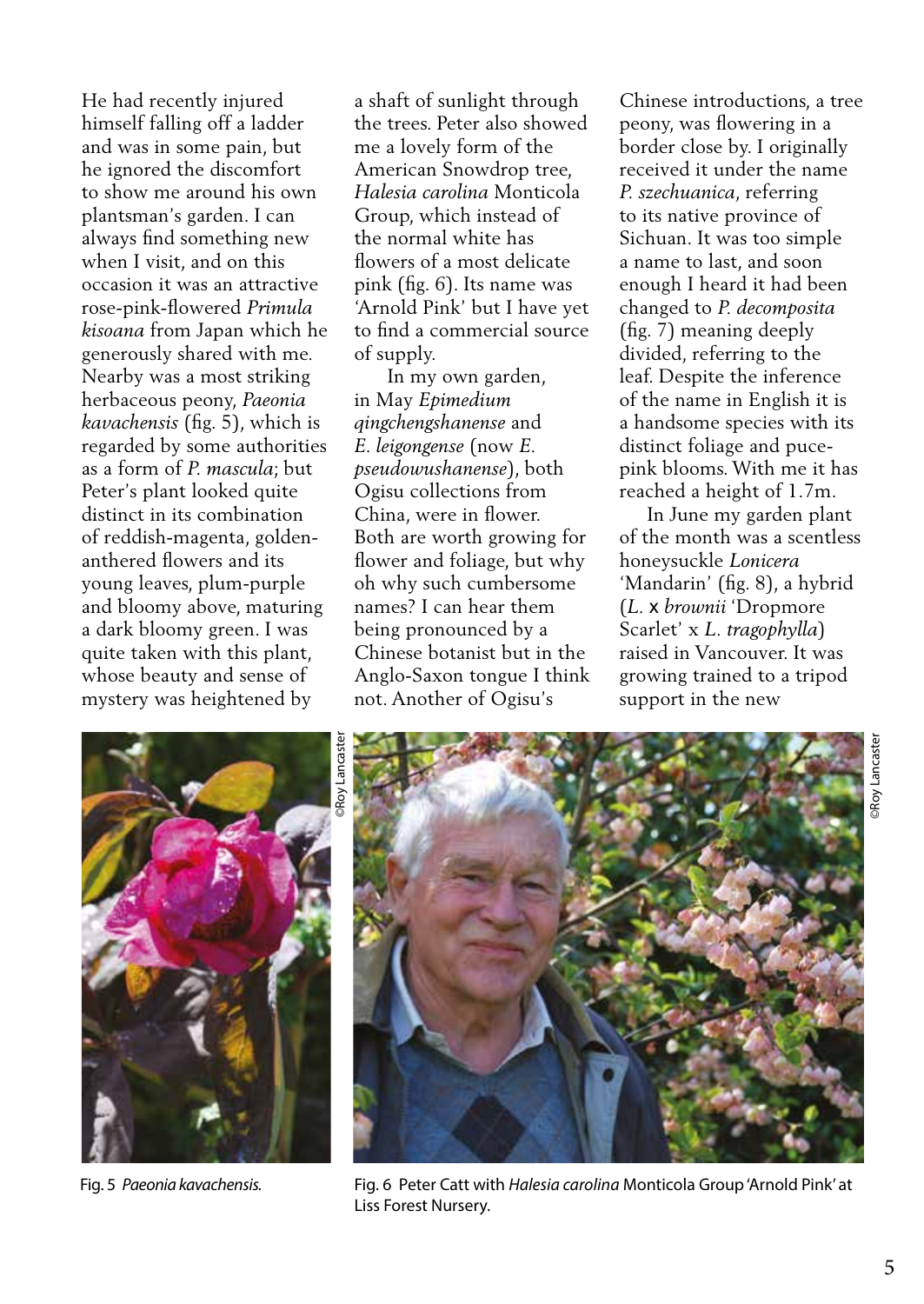He had recently injured himself falling off a ladder and was in some pain, but he ignored the discomfort to show me around his own plantsman's garden. I can always find something new when I visit, and on this occasion it was an attractive rose-pink-flowered *Primula kisoana* from Japan which he generously shared with me. Nearby was a most striking herbaceous peony, *Paeonia kavachensis* (fig. 5), which is regarded by some authorities as a form of *P. mascula*; but Peter's plant looked quite distinct in its combination of reddish-magenta, golden-anthered flowers and its young leaves, plum-purple and bloomy above, maturing a dark bloomy green. I was quite taken with this plant, whose beauty and sense of mystery was heightened by a shaft of sunlight through the trees. Peter also showed me a lovely form of the American Snowdrop tree, *Halesia carolina* Monticola Group, which instead of the normal white has flowers of a most delicate pink (fig. 6). Its name was 'Arnold Pink' but I have yet to find a commercial source of supply.

In my own garden, in May *Epimedium qingchengshanense* and *E. leigongense* (now *E. pseudowushanense*), both Ogisu collections from China, were in flower. Both are worth growing for flower and foliage, but why oh why such cumbersome names? I can hear them being pronounced by a Chinese botanist but in the Anglo-Saxon tongue I think not. Another of Ogisu's Chinese introductions, a tree peony, was flowering in a border close by. I originally received it under the name *P. szechuanica*, referring to its native province of Sichuan. It was too simple a name to last, and soon enough I heard it had been changed to *P. decomposita* (fig. 7) meaning deeply divided, referring to the leaf. Despite the inference of the name in English it is a handsome species with its distinct foliage and puce-pink blooms. With me it has reached a height of 1.7m.

In June my garden plant of the month was a scentless honeysuckle *Lonicera* 'Mandarin' (fig. 8), a hybrid (*L.* x *brownii* 'Dropmore Scarlet' x *L. tragophylla*) raised in Vancouver. It was growing trained to a tripod support in the new

©Roy Lancaster

Fig. 5 *Paeonia kavachensis*.

©Roy Lancaster

Fig. 6 Peter Catt with *Halesia carolina* Monticola Group 'Arnold Pink' at Liss Forest Nursery.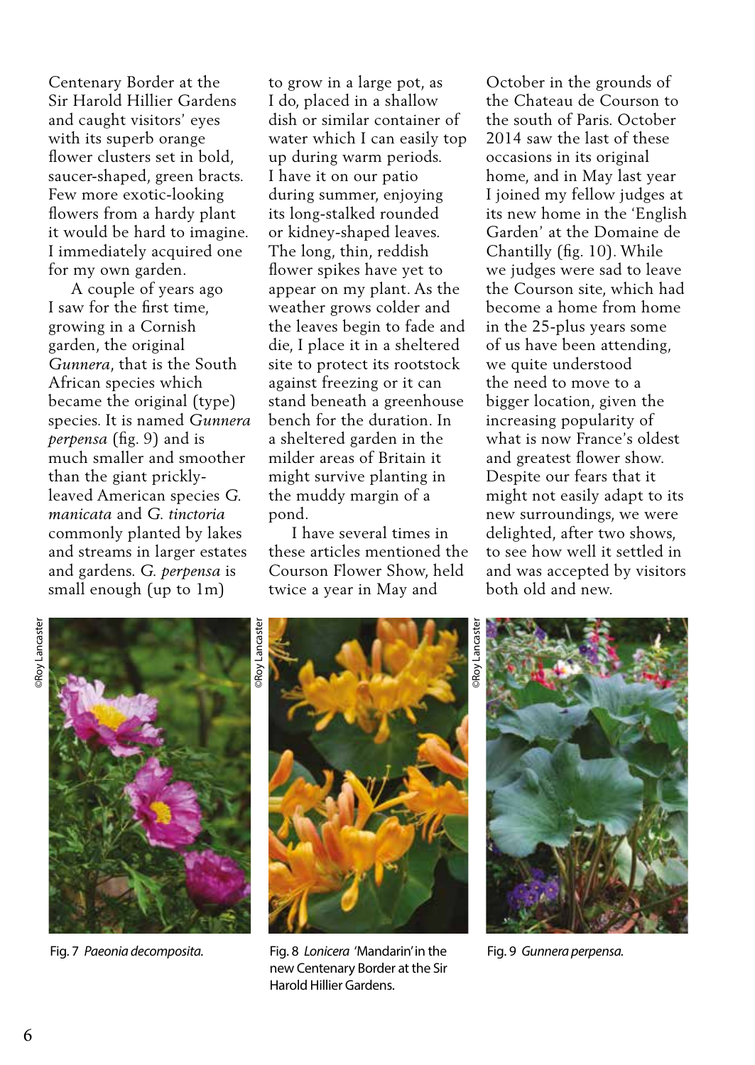Centenary Border at the Sir Harold Hillier Gardens and caught visitors' eyes with its superb orange flower clusters set in bold, saucer-shaped, green bracts. Few more exotic-looking flowers from a hardy plant it would be hard to imagine. I immediately acquired one for my own garden.

A couple of years ago I saw for the first time, growing in a Cornish garden, the original *Gunnera*, that is the South African species which became the original (type) species. It is named *Gunnera perpensa* (fig. 9) and is much smaller and smoother than the giant prickly-leaved American species *G. manicata* and *G. tinctoria* commonly planted by lakes and streams in larger estates and gardens. *G. perpensa* is small enough (up to 1m) to grow in a large pot, as I do, placed in a shallow dish or similar container of water which I can easily top up during warm periods. I have it on our patio during summer, enjoying its long-stalked rounded or kidney-shaped leaves. The long, thin, reddish flower spikes have yet to appear on my plant. As the weather grows colder and the leaves begin to fade and die, I place it in a sheltered site to protect its rootstock against freezing or it can stand beneath a greenhouse bench for the duration. In a sheltered garden in the milder areas of Britain it might survive planting in the muddy margin of a pond.

I have several times in these articles mentioned the Courson Flower Show, held twice a year in May and October in the grounds of the Chateau de Courson to the south of Paris. October 2014 saw the last of these occasions in its original home, and in May last year I joined my fellow judges at its new home in the 'English Garden' at the Domaine de Chantilly (fig. 10). While we judges were sad to leave the Courson site, which had become a home from home in the 25-plus years some of us have been attending, we quite understood the need to move to a bigger location, given the increasing popularity of what is now France's oldest and greatest flower show. Despite our fears that it might not easily adapt to its new surroundings, we were delighted, after two shows, to see how well it settled in and was accepted by visitors both old and new.

©Roy Lancaster

Fig. 7 *Paeonia decomposita.*

©Roy Lancaster

Fig. 8 *Lonicera* 'Mandarin' in the new Centenary Border at the Sir Harold Hillier Gardens.

©Roy Lancaster

Fig. 9 *Gunnera perpensa.*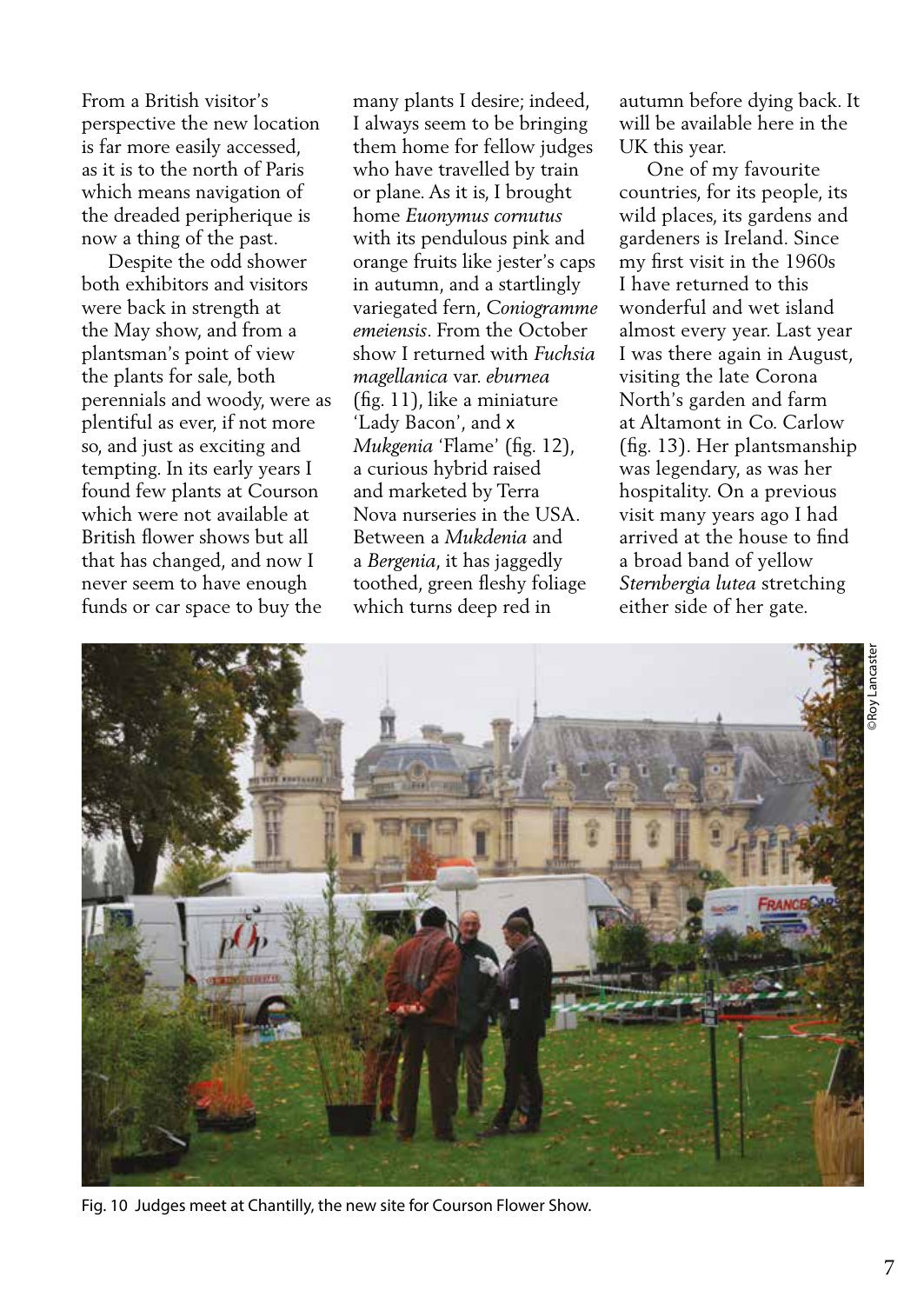From a British visitor's perspective the new location is far more easily accessed, as it is to the north of Paris which means navigation of the dreaded peripherique is now a thing of the past.

Despite the odd shower both exhibitors and visitors were back in strength at the May show, and from a plantsman's point of view the plants for sale, both perennials and woody, were as plentiful as ever, if not more so, and just as exciting and tempting. In its early years I found few plants at Courson which were not available at British flower shows but all that has changed, and now I never seem to have enough funds or car space to buy the many plants I desire; indeed, I always seem to be bringing them home for fellow judges who have travelled by train or plane. As it is, I brought home *Euonymus cornutus* with its pendulous pink and orange fruits like jester's caps in autumn, and a startlingly variegated fern, *Coniogramme emeiensis*. From the October show I returned with *Fuchsia magellanica* var. *eburnea* (fig. 11), like a miniature 'Lady Bacon', and x *Mukgenia* 'Flame' (fig. 12), a curious hybrid raised and marketed by Terra Nova nurseries in the USA. Between a *Mukdenia* and a *Bergenia*, it has jaggedly toothed, green fleshy foliage which turns deep red in autumn before dying back. It will be available here in the UK this year.

One of my favourite countries, for its people, its wild places, its gardens and gardeners is Ireland. Since my first visit in the 1960s I have returned to this wonderful and wet island almost every year. Last year I was there again in August, visiting the late Corona North's garden and farm at Altamont in Co. Carlow (fig. 13). Her plantsmanship was legendary, as was her hospitality. On a previous visit many years ago I had arrived at the house to find a broad band of yellow *Sternbergia lutea* stretching either side of her gate.

©Roy Lancaster

Fig. 10 Judges meet at Chantilly, the new site for Courson Flower Show.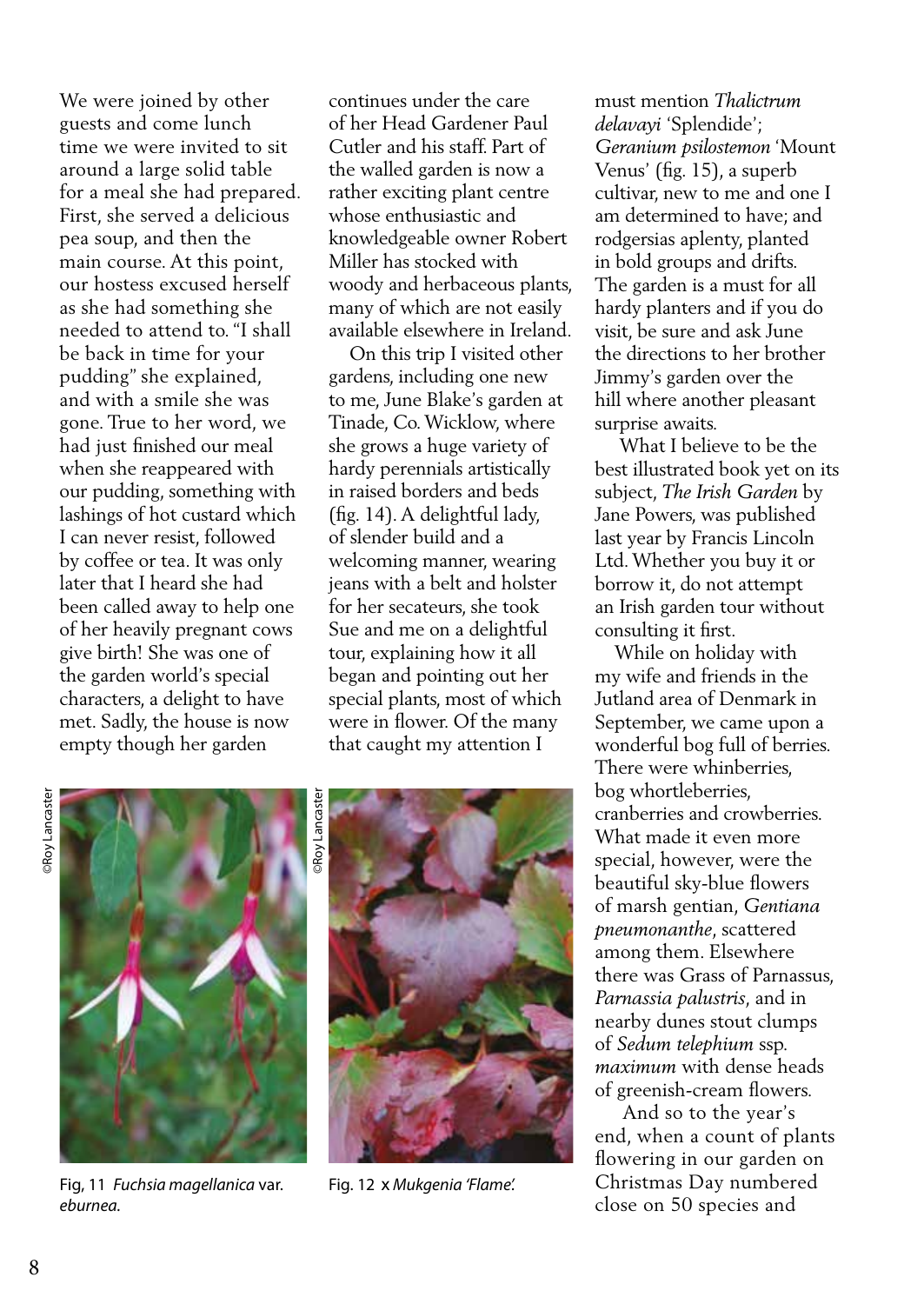We were joined by other guests and come lunch time we were invited to sit around a large solid table for a meal she had prepared. First, she served a delicious pea soup, and then the main course. At this point, our hostess excused herself as she had something she needed to attend to. "I shall be back in time for your pudding" she explained, and with a smile she was gone. True to her word, we had just finished our meal when she reappeared with our pudding, something with lashings of hot custard which I can never resist, followed by coffee or tea. It was only later that I heard she had been called away to help one of her heavily pregnant cows give birth! She was one of the garden world's special characters, a delight to have met. Sadly, the house is now empty though her garden continues under the care of her Head Gardener Paul Cutler and his staff. Part of the walled garden is now a rather exciting plant centre whose enthusiastic and knowledgeable owner Robert Miller has stocked with woody and herbaceous plants, many of which are not easily available elsewhere in Ireland.

On this trip I visited other gardens, including one new to me, June Blake's garden at Tinade, Co. Wicklow, where she grows a huge variety of hardy perennials artistically in raised borders and beds (fig. 14). A delightful lady, of slender build and a welcoming manner, wearing jeans with a belt and holster for her secateurs, she took Sue and me on a delightful tour, explaining how it all began and pointing out her special plants, most of which were in flower. Of the many that caught my attention I must mention *Thalictrum delavayi* 'Splendide'; *Geranium psilostemon* 'Mount Venus' (fig. 15), a superb cultivar, new to me and one I am determined to have; and rodgersias aplenty, planted in bold groups and drifts. The garden is a must for all hardy planters and if you do visit, be sure and ask June the directions to her brother Jimmy's garden over the hill where another pleasant surprise awaits.

What I believe to be the best illustrated book yet on its subject, *The Irish Garden* by Jane Powers, was published last year by Francis Lincoln Ltd. Whether you buy it or borrow it, do not attempt an Irish garden tour without consulting it first.

While on holiday with my wife and friends in the Jutland area of Denmark in September, we came upon a wonderful bog full of berries. There were whinberries, bog whortleberries, cranberries and crowberries. What made it even more special, however, were the beautiful sky-blue flowers of marsh gentian, *Gentiana pneumonanthe*, scattered among them. Elsewhere there was Grass of Parnassus, *Parnassia palustris*, and in nearby dunes stout clumps of *Sedum telephium* ssp. *maximum* with dense heads of greenish-cream flowers.

And so to the year's end, when a count of plants flowering in our garden on Christmas Day numbered close on 50 species and

©Roy Lancaster

Fig, 11 *Fuchsia magellanica* var. *eburnea*.

©Roy Lancaster

Fig. 12 x *Mukgenia 'Flame'.*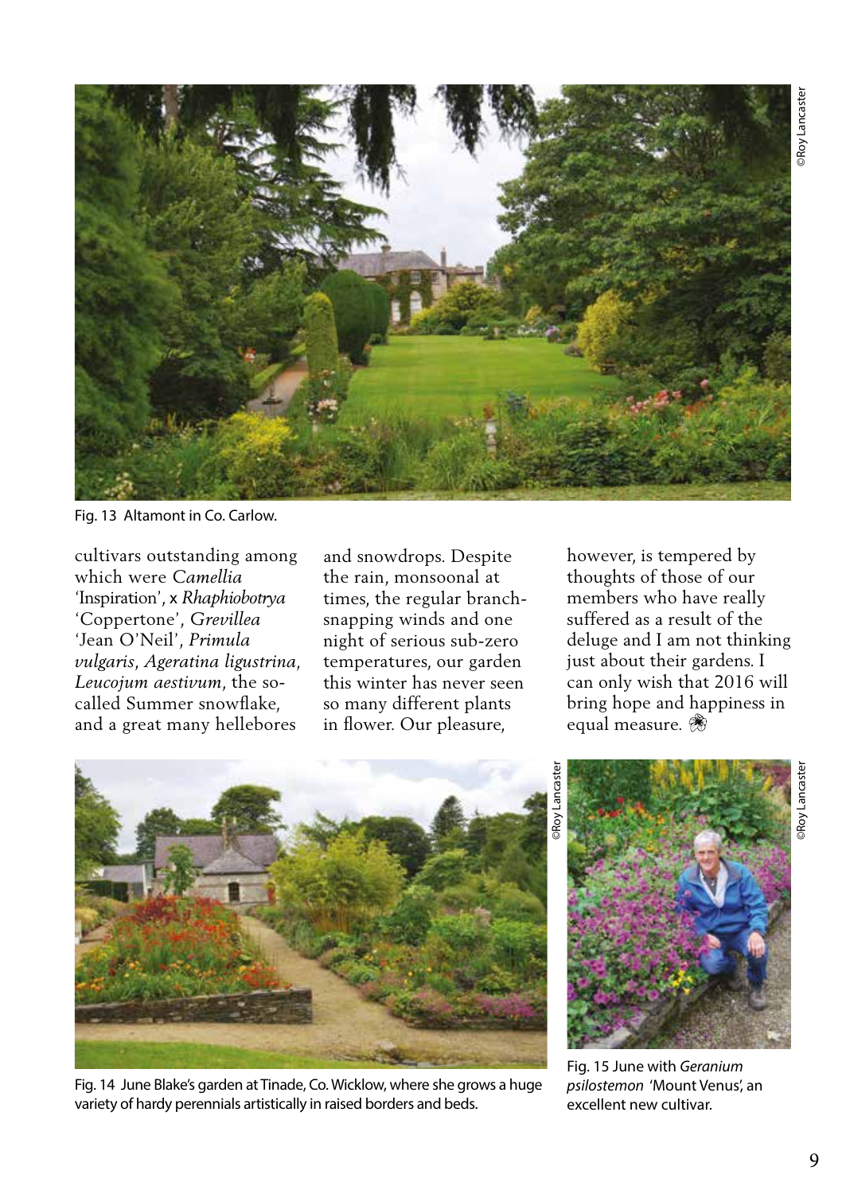Fig. 13 Altamont in Co. Carlow.

cultivars outstanding among which were *Camellia* 'Inspiration', x *Rhaphiobotrya* 'Coppertone', *Grevillea* 'Jean O'Neil', *Primula vulgaris*, *Ageratina ligustrina*, *Leucojum aestivum*, the so-called Summer snowflake, and a great many hellebores and snowdrops. Despite the rain, monsoonal at times, the regular branch-snapping winds and one night of serious sub-zero temperatures, our garden this winter has never seen so many different plants in flower. Our pleasure, however, is tempered by thoughts of those of our members who have really suffered as a result of the deluge and I am not thinking just about their gardens. I can only wish that 2016 will bring hope and happiness in equal measure.

Fig. 14 June Blake's garden at Tinade, Co. Wicklow, where she grows a huge variety of hardy perennials artistically in raised borders and beds.

Fig. 15 June with *Geranium psilostemon* 'Mount Venus', an excellent new cultivar.